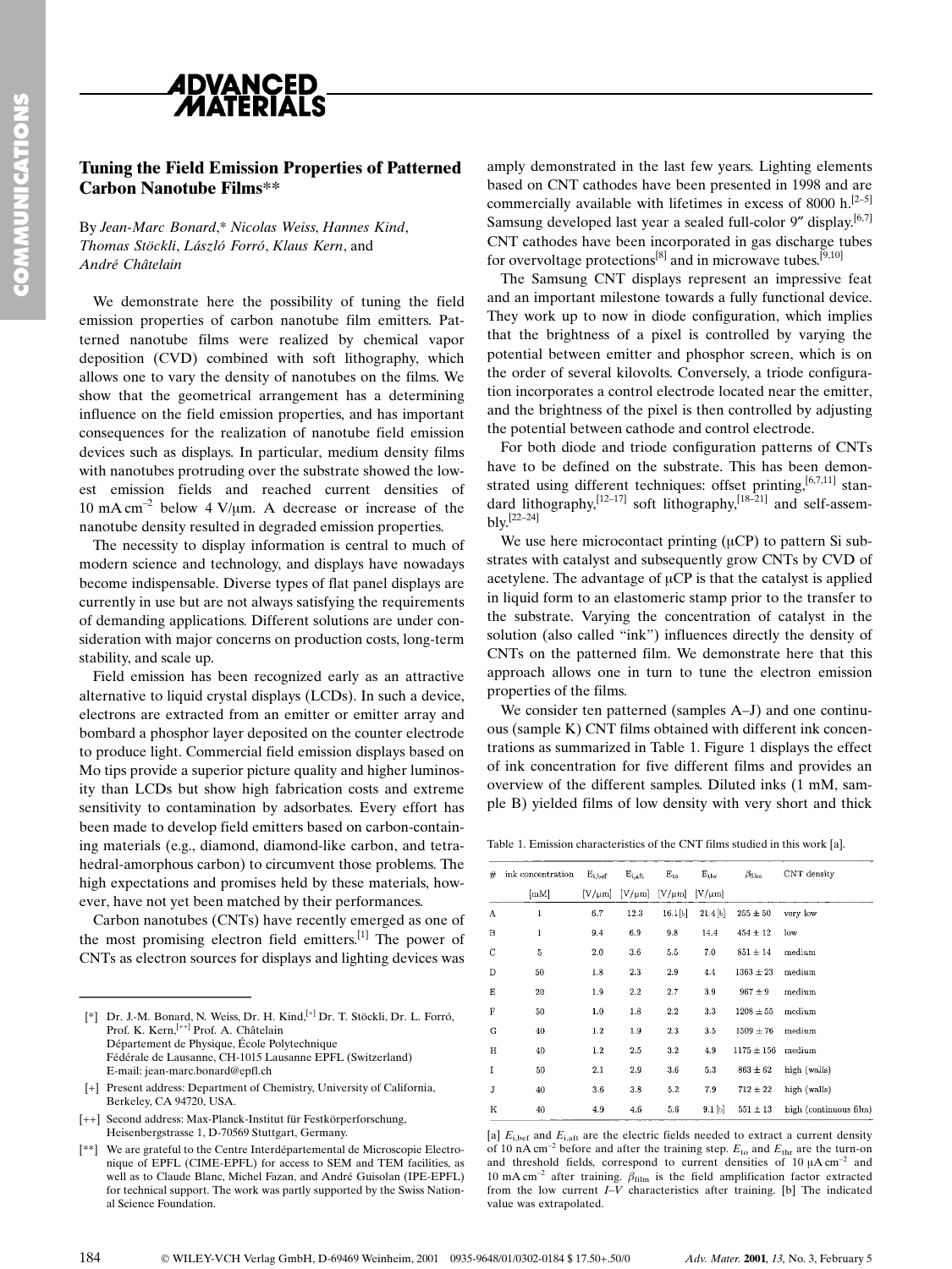## Tuning the Field Emission Properties of Patterned Carbon Nanotube Films**

By *Jean-Marc Bonard,\* Nicolas Weiss, Hannes Kind, Thomas Stöckli, László Forró, Klaus Kern,* and *André Châtelain*

We demonstrate here the possibility of tuning the field emission properties of carbon nanotube film emitters. Patterned nanotube films were realized by chemical vapor deposition (CVD) combined with soft lithography, which allows one to vary the density of nanotubes on the films. We show that the geometrical arrangement has a determining influence on the field emission properties, and has important consequences for the realization of nanotube field emission devices such as displays. In particular, medium density films with nanotubes protruding over the substrate showed the lowest emission fields and reached current densities of 10 mA cm$^{-2}$ below 4 V/μm. A decrease or increase of the nanotube density resulted in degraded emission properties.

The necessity to display information is central to much of modern science and technology, and displays have nowadays become indispensable. Diverse types of flat panel displays are currently in use but are not always satisfying the requirements of demanding applications. Different solutions are under consideration with major concerns on production costs, long-term stability, and scale up.

Field emission has been recognized early as an attractive alternative to liquid crystal displays (LCDs). In such a device, electrons are extracted from an emitter or emitter array and bombard a phosphor layer deposited on the counter electrode to produce light. Commercial field emission displays based on Mo tips provide a superior picture quality and higher luminosity than LCDs but show high fabrication costs and extreme sensitivity to contamination by adsorbates. Every effort has been made to develop field emitters based on carbon-containing materials (e.g., diamond, diamond-like carbon, and tetrahedral-amorphous carbon) to circumvent those problems. The high expectations and promises held by these materials, however, have not yet been matched by their performances.

Carbon nanotubes (CNTs) have recently emerged as one of the most promising electron field emitters.[1] The power of CNTs as electron sources for displays and lighting devices was amply demonstrated in the last few years. Lighting elements based on CNT cathodes have been presented in 1998 and are commercially available with lifetimes in excess of 8000 h.[2–5] Samsung developed last year a sealed full-color 9″ display.[6,7] CNT cathodes have been incorporated in gas discharge tubes for overvoltage protections[8] and in microwave tubes.[9,10]

The Samsung CNT displays represent an impressive feat and an important milestone towards a fully functional device. They work up to now in diode configuration, which implies that the brightness of a pixel is controlled by varying the potential between emitter and phosphor screen, which is on the order of several kilovolts. Conversely, a triode configuration incorporates a control electrode located near the emitter, and the brightness of the pixel is then controlled by adjusting the potential between cathode and control electrode.

For both diode and triode configuration patterns of CNTs have to be defined on the substrate. This has been demonstrated using different techniques: offset printing,[6,7,11] standard lithography,[12–17] soft lithography,[18–21] and self-assembly.[22–24]

We use here microcontact printing (μCP) to pattern Si substrates with catalyst and subsequently grow CNTs by CVD of acetylene. The advantage of μCP is that the catalyst is applied in liquid form to an elastomeric stamp prior to the transfer to the substrate. Varying the concentration of catalyst in the solution (also called "ink") influences directly the density of CNTs on the patterned film. We demonstrate here that this approach allows one in turn to tune the electron emission properties of the films.

We consider ten patterned (samples A–J) and one continuous (sample K) CNT films obtained with different ink concentrations as summarized in Table 1. Figure 1 displays the effect of ink concentration for five different films and provides an overview of the different samples. Diluted inks (1 mM, sample B) yielded films of low density with very short and thick

Table 1. Emission characteristics of the CNT films studied in this work [a].

| # | ink concentration [mM] | $E_{i,bef}$ [V/μm] | $E_{i,aft}$ [V/μm] | $E_{to}$ [V/μm] | $E_{thr}$ [V/μm] | $\beta_{film}$ | CNT density |
|---|---|---|---|---|---|---|---|
| A | 1 | 6.7 | 12.3 | 16.1 [b] | 21.4 [b] | 255 ± 50 | very low |
| B | 1 | 9.4 | 6.9 | 9.8 | 14.4 | 454 ± 12 | low |
| C | 5 | 2.0 | 3.6 | 5.5 | 7.0 | 851 ± 14 | medium |
| D | 50 | 1.8 | 2.3 | 2.9 | 4.4 | 1363 ± 23 | medium |
| E | 20 | 1.9 | 2.2 | 2.7 | 3.9 | 967 ± 9 | medium |
| F | 50 | 1.0 | 1.8 | 2.2 | 3.3 | 1208 ± 55 | medium |
| G | 40 | 1.2 | 1.9 | 2.3 | 3.5 | 1509 ± 76 | medium |
| H | 40 | 1.2 | 2.5 | 3.2 | 4.9 | 1175 ± 156 | medium |
| I | 50 | 2.1 | 2.9 | 3.6 | 5.3 | 863 ± 62 | high (walls) |
| J | 40 | 3.6 | 3.8 | 5.2 | 7.9 | 712 ± 22 | high (walls) |
| K | 40 | 4.9 | 4.6 | 5.6 | 9.1 [b] | 551 ± 13 | high (continuous film) |

[a] $E_{i,bef}$ and $E_{i,aft}$ are the electric fields needed to extract a current density of 10 nA cm$^{-2}$ before and after the training step. $E_{to}$ and $E_{thr}$ are the turn-on and threshold fields, correspond to current densities of 10 μA cm$^{-2}$ and 10 mA cm$^{-2}$ after training. $\beta_{film}$ is the field amplification factor extracted from the low current $I$–$V$ characteristics after training. [b] The indicated value was extrapolated.

---

[\*] Dr. J.-M. Bonard, N. Weiss, Dr. H. Kind,[+] Dr. T. Stöckli, Dr. L. Forró, Prof. K. Kern,[++] Prof. A. Châtelain
Département de Physique, École Polytechnique
Fédérale de Lausanne, CH-1015 Lausanne EPFL (Switzerland)
E-mail: jean-marc.bonard@epfl.ch

[+] Present address: Department of Chemistry, University of California, Berkeley, CA 94720, USA.

[++] Second address: Max-Planck-Institut für Festkörperforschung, Heisenbergstrasse 1, D-70569 Stuttgart, Germany.

[\*\*] We are grateful to the Centre Interdépartemental de Microscopie Electronique of EPFL (CIME-EPFL) for access to SEM and TEM facilities, as well as to Claude Blanc, Michel Fazan, and André Guisolan (IPE-EPFL) for technical support. The work was partly supported by the Swiss National Science Foundation.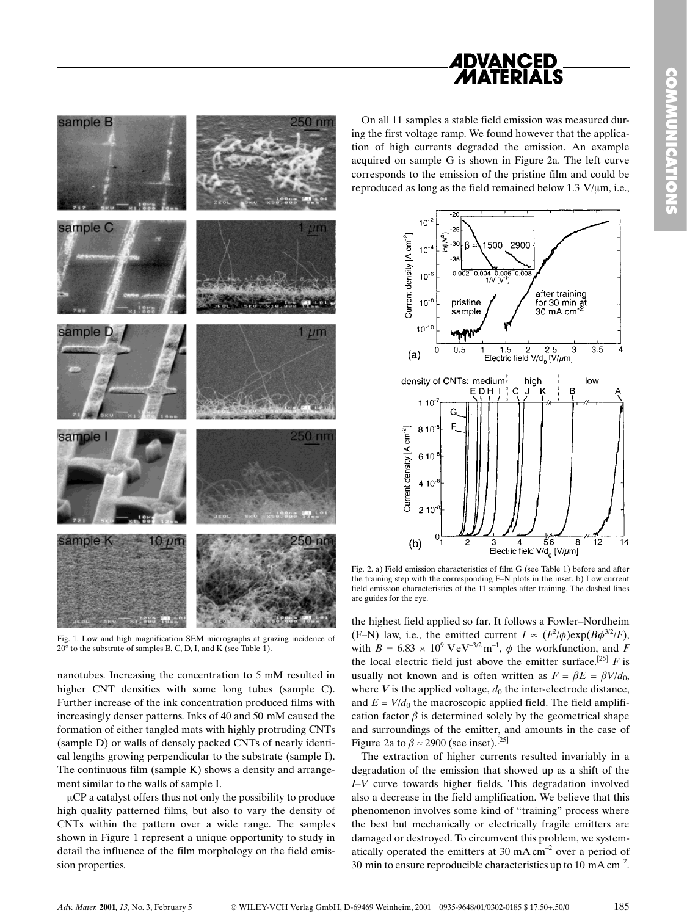Fig. 1. Low and high magnification SEM micrographs at grazing incidence of 20° to the substrate of samples B, C, D, I, and K (see Table 1).

nanotubes. Increasing the concentration to 5 mM resulted in higher CNT densities with some long tubes (sample C). Further increase of the ink concentration produced films with increasingly denser patterns. Inks of 40 and 50 mM caused the formation of either tangled mats with highly protruding CNTs (sample D) or walls of densely packed CNTs of nearly identical lengths growing perpendicular to the substrate (sample I). The continuous film (sample K) shows a density and arrangement similar to the walls of sample I.

μCP a catalyst offers thus not only the possibility to produce high quality patterned films, but also to vary the density of CNTs within the pattern over a wide range. The samples shown in Figure 1 represent a unique opportunity to study in detail the influence of the film morphology on the field emission properties.

On all 11 samples a stable field emission was measured during the first voltage ramp. We found however that the application of high currents degraded the emission. An example acquired on sample G is shown in Figure 2a. The left curve corresponds to the emission of the pristine film and could be reproduced as long as the field remained below 1.3 V/μm, i.e.,

Fig. 2. a) Field emission characteristics of film G (see Table 1) before and after the training step with the corresponding F–N plots in the inset. b) Low current field emission characteristics of the 11 samples after training. The dashed lines are guides for the eye.

the highest field applied so far. It follows a Fowler–Nordheim (F–N) law, i.e., the emitted current $I \propto (F^2/\phi)\exp(B\phi^{3/2}/F)$, with $B = 6.83 \times 10^9$ V eV$^{-3/2}$ m$^{-1}$, $\phi$ the workfunction, and $F$ the local electric field just above the emitter surface.[25] $F$ is usually not known and is often written as $F = \beta E = \beta V/d_0$, where $V$ is the applied voltage, $d_0$ the inter-electrode distance, and $E = V/d_0$ the macroscopic applied field. The field amplification factor $\beta$ is determined solely by the geometrical shape and surroundings of the emitter, and amounts in the case of Figure 2a to $\beta \approx 2900$ (see inset).[25]

The extraction of higher currents resulted invariably in a degradation of the emission that showed up as a shift of the I–V curve towards higher fields. This degradation involved also a decrease in the field amplification. We believe that this phenomenon involves some kind of "training" process where the best but mechanically or electrically fragile emitters are damaged or destroyed. To circumvent this problem, we systematically operated the emitters at 30 mA cm$^{-2}$ over a period of 30 min to ensure reproducible characteristics up to 10 mA cm$^{-2}$.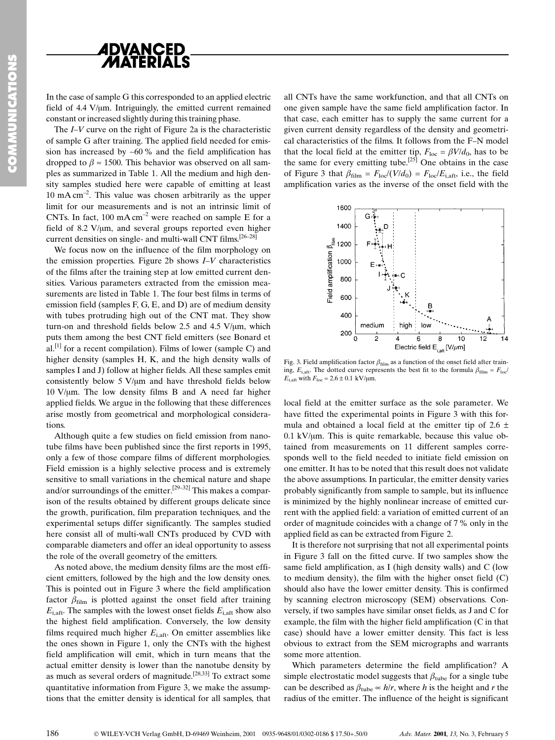In the case of sample G this corresponded to an applied electric field of 4.4 V/µm. Intriguingly, the emitted current remained constant or increased slightly during this training phase.

The *I–V* curve on the right of Figure 2a is the characteristic of sample G after training. The applied field needed for emission has increased by ~60 % and the field amplification has dropped to $\beta \approx 1500$. This behavior was observed on all samples as summarized in Table 1. All the medium and high density samples studied here were capable of emitting at least 10 mA cm$^{-2}$. This value was chosen arbitrarily as the upper limit for our measurements and is not an intrinsic limit of CNTs. In fact, 100 mA cm$^{-2}$ were reached on sample E for a field of 8.2 V/µm, and several groups reported even higher current densities on single- and multi-wall CNT films.[26–28]

We focus now on the influence of the film morphology on the emission properties. Figure 2b shows *I–V* characteristics of the films after the training step at low emitted current densities. Various parameters extracted from the emission measurements are listed in Table 1. The four best films in terms of emission field (samples F, G, E, and D) are of medium density with tubes protruding high out of the CNT mat. They show turn-on and threshold fields below 2.5 and 4.5 V/µm, which puts them among the best CNT field emitters (see Bonard et al.[1] for a recent compilation). Films of lower (sample C) and higher density (samples H, K, and the high density walls of samples I and J) follow at higher fields. All these samples emit consistently below 5 V/µm and have threshold fields below 10 V/µm. The low density films B and A need far higher applied fields. We argue in the following that these differences arise mostly from geometrical and morphological considerations.

Although quite a few studies on field emission from nanotube films have been published since the first reports in 1995, only a few of those compare films of different morphologies. Field emission is a highly selective process and is extremely sensitive to small variations in the chemical nature and shape and/or surroundings of the emitter.[29–32] This makes a comparison of the results obtained by different groups delicate since the growth, purification, film preparation techniques, and the experimental setups differ significantly. The samples studied here consist all of multi-wall CNTs produced by CVD with comparable diameters and offer an ideal opportunity to assess the role of the overall geometry of the emitters.

As noted above, the medium density films are the most efficient emitters, followed by the high and the low density ones. This is pointed out in Figure 3 where the field amplification factor $\beta_{film}$ is plotted against the onset field after training $E_{i,aft}$. The samples with the lowest onset fields $E_{i,aft}$ show also the highest field amplification. Conversely, the low density films required much higher $E_{i,aft}$. On emitter assemblies like the ones shown in Figure 1, only the CNTs with the highest field amplification will emit, which in turn means that the actual emitter density is lower than the nanotube density by as much as several orders of magnitude.[28,33] To extract some quantitative information from Figure 3, we make the assumptions that the emitter density is identical for all samples, that all CNTs have the same workfunction, and that all CNTs on one given sample have the same field amplification factor. In that case, each emitter has to supply the same current for a given current density regardless of the density and geometrical characteristics of the films. It follows from the F–N model that the local field at the emitter tip, $F_{loc} = \beta V/d_0$, has to be the same for every emitting tube.[25] One obtains in the case of Figure 3 that $\beta_{film} = F_{loc}/(V/d_0) = F_{loc}/E_{i,aft}$, i.e., the field amplification varies as the inverse of the onset field with the local field at the emitter surface as the sole parameter. We have fitted the experimental points in Figure 3 with this formula and obtained a local field at the emitter tip of 2.6 ± 0.1 kV/µm. This is quite remarkable, because this value obtained from measurements on 11 different samples corresponds well to the field needed to initiate field emission on one emitter. It has to be noted that this result does not validate the above assumptions. In particular, the emitter density varies probably significantly from sample to sample, but its influence is minimized by the highly nonlinear increase of emitted current with the applied field: a variation of emitted current of an order of magnitude coincides with a change of 7 % only in the applied field as can be extracted from Figure 2.

Fig. 3. Field amplification factor $\beta_{film}$ as a function of the onset field after training, $E_{i,aft}$. The dotted curve represents the best fit to the formula $\beta_{film} = F_{loc}/E_{i,aft}$ with $F_{loc} = 2.6 \pm 0.1$ kV/µm.

It is therefore not surprising that not all experimental points in Figure 3 fall on the fitted curve. If two samples show the same field amplification, as I (high density walls) and C (low to medium density), the film with the higher onset field (C) should also have the lower emitter density. This is confirmed by scanning electron microscopy (SEM) observations. Conversely, if two samples have similar onset fields, as J and C for example, the film with the higher field amplification (C in that case) should have a lower emitter density. This fact is less obvious to extract from the SEM micrographs and warrants some more attention.

Which parameters determine the field amplification? A simple electrostatic model suggests that $\beta_{tube}$ for a single tube can be described as $\beta_{tube} \propto h/r$, where $h$ is the height and $r$ the radius of the emitter. The influence of the height is significant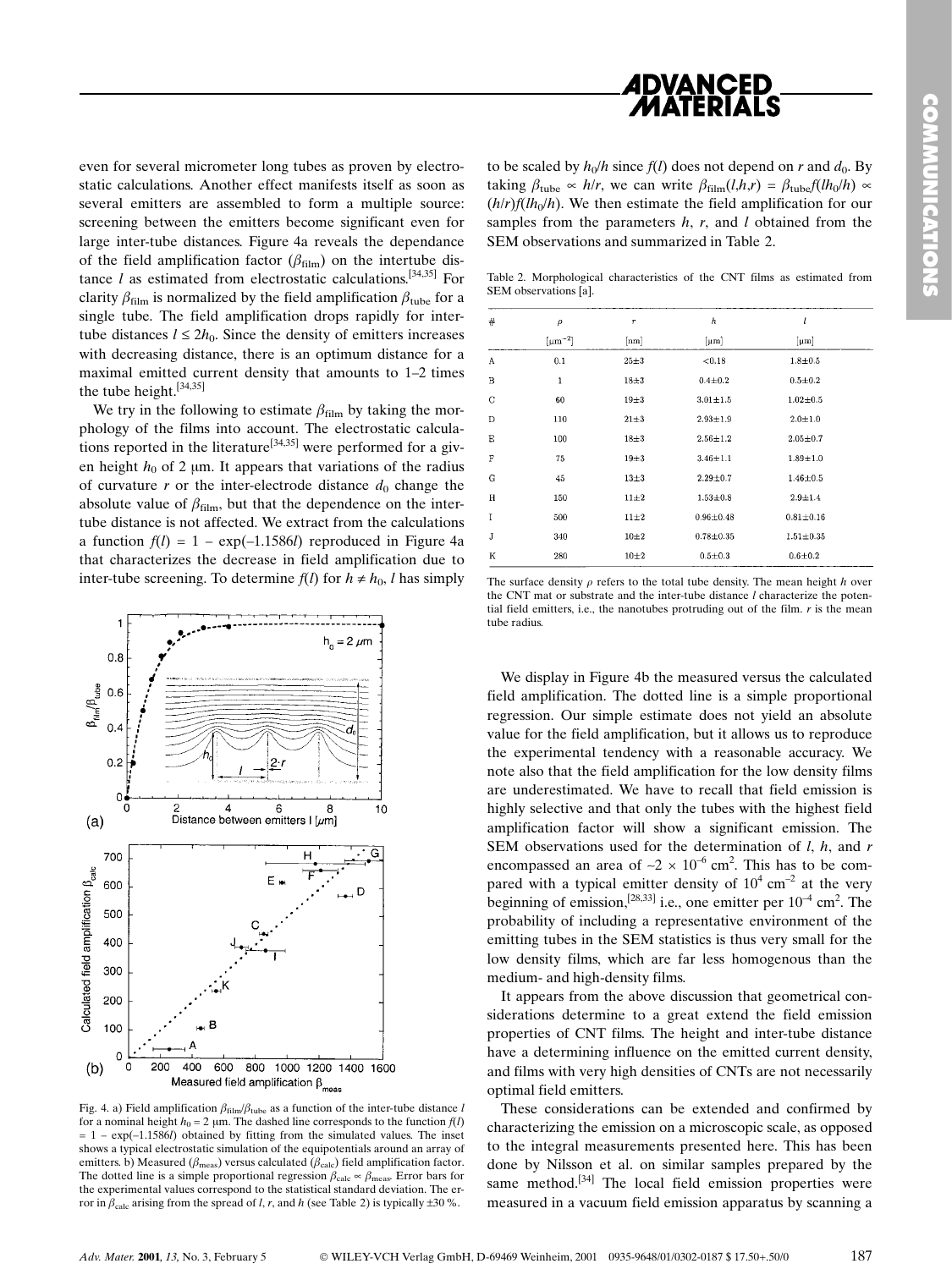even for several micrometer long tubes as proven by electrostatic calculations. Another effect manifests itself as soon as several emitters are assembled to form a multiple source: screening between the emitters become significant even for large inter-tube distances. Figure 4a reveals the dependance of the field amplification factor ($\beta_{film}$) on the intertube distance $l$ as estimated from electrostatic calculations.[34,35] For clarity $\beta_{film}$ is normalized by the field amplification $\beta_{tube}$ for a single tube. The field amplification drops rapidly for inter-tube distances $l \leq 2h_0$. Since the density of emitters increases with decreasing distance, there is an optimum distance for a maximal emitted current density that amounts to 1–2 times the tube height.[34,35]

We try in the following to estimate $\beta_{film}$ by taking the morphology of the films into account. The electrostatic calculations reported in the literature[34,35] were performed for a given height $h_0$ of 2 μm. It appears that variations of the radius of curvature $r$ or the inter-electrode distance $d_0$ change the absolute value of $\beta_{film}$, but that the dependence on the inter-tube distance is not affected. We extract from the calculations a function $f(l) = 1 - \exp(-1.1586l)$ reproduced in Figure 4a that characterizes the decrease in field amplification due to inter-tube screening. To determine $f(l)$ for $h \neq h_0$, $l$ has simply to be scaled by $h_0/h$ since $f(l)$ does not depend on $r$ and $d_0$. By taking $\beta_{tube} \propto h/r$, we can write $\beta_{film}(l,h,r) = \beta_{tube} f(lh_0/h) \propto (h/r)f(lh_0/h)$. We then estimate the field amplification for our samples from the parameters $h$, $r$, and $l$ obtained from the SEM observations and summarized in Table 2.

Fig. 4. a) Field amplification $\beta_{film}/\beta_{tube}$ as a function of the inter-tube distance $l$ for a nominal height $h_0 = 2$ μm. The dashed line corresponds to the function $f(l) = 1 - \exp(-1.1586l)$ obtained by fitting from the simulated values. The inset shows a typical electrostatic simulation of the equipotentials around an array of emitters. b) Measured ($\beta_{meas}$) versus calculated ($\beta_{calc}$) field amplification factor. The dotted line is a simple proportional regression $\beta_{calc} \propto \beta_{meas}$. Error bars for the experimental values correspond to the statistical standard deviation. The error in $\beta_{calc}$ arising from the spread of $l$, $r$, and $h$ (see Table 2) is typically ±30 %.

Table 2. Morphological characteristics of the CNT films as estimated from SEM observations [a].

| # | $\rho$ [$\mu m^{-2}$] | $r$ [nm] | $h$ [μm] | $l$ [μm] |
|---|---|---|---|---|
| A | 0.1 | 25±3 | <0.18 | 1.8±0.5 |
| B | 1 | 18±3 | 0.4±0.2 | 0.5±0.2 |
| C | 60 | 19±3 | 3.01±1.5 | 1.02±0.5 |
| D | 110 | 21±3 | 2.93±1.9 | 2.0±1.0 |
| E | 100 | 18±3 | 2.56±1.2 | 2.05±0.7 |
| F | 75 | 19±3 | 3.46±1.1 | 1.89±1.0 |
| G | 45 | 13±3 | 2.29±0.7 | 1.46±0.5 |
| H | 150 | 11±2 | 1.53±0.8 | 2.9±1.4 |
| I | 500 | 11±2 | 0.96±0.48 | 0.81±0.16 |
| J | 340 | 10±2 | 0.78±0.35 | 1.51±0.35 |
| K | 280 | 10±2 | 0.5±0.3 | 0.6±0.2 |

The surface density $\rho$ refers to the total tube density. The mean height $h$ over the CNT mat or substrate and the inter-tube distance $l$ characterize the potential field emitters, i.e., the nanotubes protruding out of the film. $r$ is the mean tube radius.

We display in Figure 4b the measured versus the calculated field amplification. The dotted line is a simple proportional regression. Our simple estimate does not yield an absolute value for the field amplification, but it allows us to reproduce the experimental tendency with a reasonable accuracy. We note also that the field amplification for the low density films are underestimated. We have to recall that field emission is highly selective and that only the tubes with the highest field amplification factor will show a significant emission. The SEM observations used for the determination of $l$, $h$, and $r$ encompassed an area of $\sim 2 \times 10^{-6}$ cm$^{2}$. This has to be compared with a typical emitter density of $10^{4}$ cm$^{-2}$ at the very beginning of emission,[28,33] i.e., one emitter per $10^{-4}$ cm$^{2}$. The probability of including a representative environment of the emitting tubes in the SEM statistics is thus very small for the low density films, which are far less homogenous than the medium- and high-density films.

It appears from the above discussion that geometrical considerations determine to a great extend the field emission properties of CNT films. The height and inter-tube distance have a determining influence on the emitted current density, and films with very high densities of CNTs are not necessarily optimal field emitters.

These considerations can be extended and confirmed by characterizing the emission on a microscopic scale, as opposed to the integral measurements presented here. This has been done by Nilsson et al. on similar samples prepared by the same method.[34] The local field emission properties were measured in a vacuum field emission apparatus by scanning a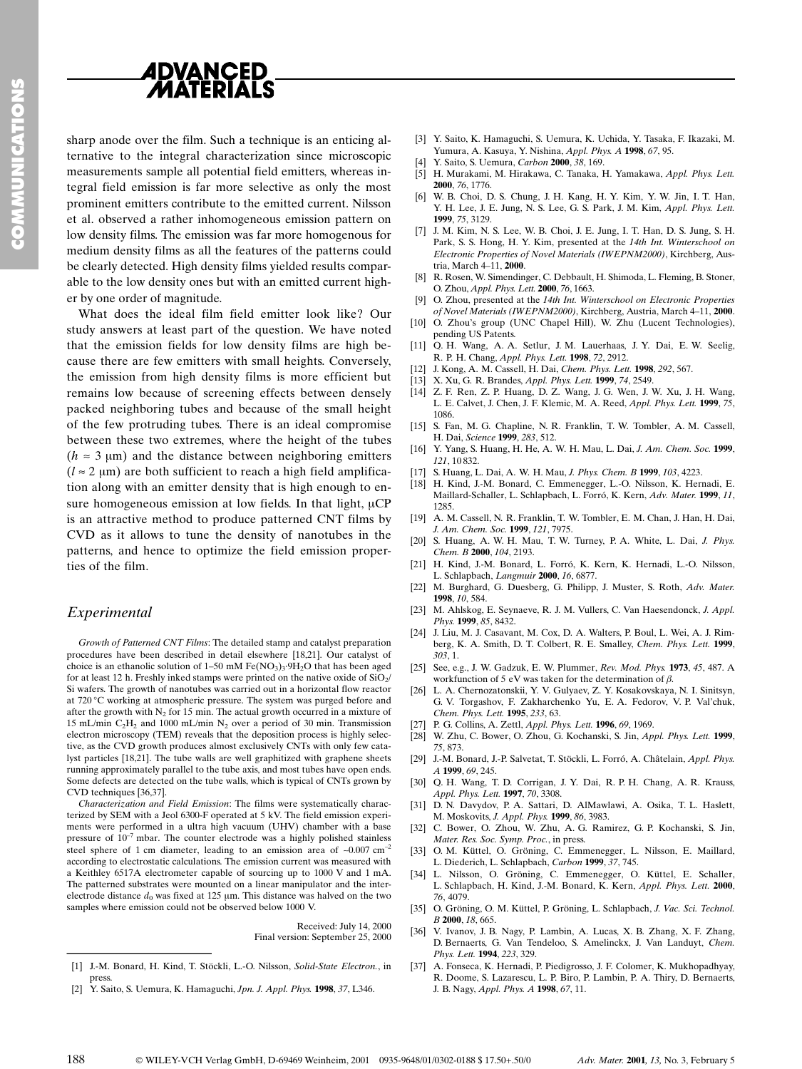sharp anode over the film. Such a technique is an enticing alternative to the integral characterization since microscopic measurements sample all potential field emitters, whereas integral field emission is far more selective as only the most prominent emitters contribute to the emitted current. Nilsson et al. observed a rather inhomogeneous emission pattern on low density films. The emission was far more homogenous for medium density films as all the features of the patterns could be clearly detected. High density films yielded results comparable to the low density ones but with an emitted current higher by one order of magnitude.

What does the ideal film field emitter look like? Our study answers at least part of the question. We have noted that the emission fields for low density films are high because there are few emitters with small heights. Conversely, the emission from high density films is more efficient but remains low because of screening effects between densely packed neighboring tubes and because of the small height of the few protruding tubes. There is an ideal compromise between these two extremes, where the height of the tubes ($h \approx 3$ μm) and the distance between neighboring emitters ($l \approx 2$ μm) are both sufficient to reach a high field amplification along with an emitter density that is high enough to ensure homogeneous emission at low fields. In that light, μCP is an attractive method to produce patterned CNT films by CVD as it allows to tune the density of nanotubes in the patterns, and hence to optimize the field emission properties of the film.

## *Experimental*

*Growth of Patterned CNT Films*: The detailed stamp and catalyst preparation procedures have been described in detail elsewhere [18,21]. Our catalyst of choice is an ethanolic solution of 1–50 mM $Fe(NO_3)_3 \cdot 9H_2O$ that has been aged for at least 12 h. Freshly inked stamps were printed on the native oxide of $SiO_2$/Si wafers. The growth of nanotubes was carried out in a horizontal flow reactor at 720 °C working at atmospheric pressure. The system was purged before and after the growth with $N_2$ for 15 min. The actual growth occurred in a mixture of 15 mL/min $C_2H_2$ and 1000 mL/min $N_2$ over a period of 30 min. Transmission electron microscopy (TEM) reveals that the deposition process is highly selective, as the CVD growth produces almost exclusively CNTs with only few catalyst particles [18,21]. The tube walls are well graphitized with graphene sheets running approximately parallel to the tube axis, and most tubes have open ends. Some defects are detected on the tube walls, which is typical of CNTs grown by CVD techniques [36,37].

*Characterization and Field Emission*: The films were systematically characterized by SEM with a Jeol 6300-F operated at 5 kV. The field emission experiments were performed in a ultra high vacuum (UHV) chamber with a base pressure of $10^{-7}$ mbar. The counter electrode was a highly polished stainless steel sphere of 1 cm diameter, leading to an emission area of ~0.007 $cm^{-2}$ according to electrostatic calculations. The emission current was measured with a Keithley 6517A electrometer capable of sourcing up to 1000 V and 1 mA. The patterned substrates were mounted on a linear manipulator and the interelectrode distance $d_0$ was fixed at 125 μm. This distance was halved on the two samples where emission could not be observed below 1000 V.

Received: July 14, 2000
Final version: September 25, 2000

[1] J.-M. Bonard, H. Kind, T. Stöckli, L.-O. Nilsson, *Solid-State Electron.*, in press.
[2] Y. Saito, S. Uemura, K. Hamaguchi, *Jpn. J. Appl. Phys.* **1998**, *37*, L346.
[3] Y. Saito, K. Hamaguchi, S. Uemura, K. Uchida, Y. Tasaka, F. Ikazaki, M. Yumura, A. Kasuya, Y. Nishina, *Appl. Phys. A* **1998**, *67*, 95.
[4] Y. Saito, S. Uemura, *Carbon* **2000**, *38*, 169.
[5] H. Murakami, M. Hirakawa, C. Tanaka, H. Yamakawa, *Appl. Phys. Lett.* **2000**, *76*, 1776.
[6] W. B. Choi, D. S. Chung, J. H. Kang, H. Y. Kim, Y. W. Jin, I. T. Han, Y. H. Lee, J. E. Jung, N. S. Lee, G. S. Park, J. M. Kim, *Appl. Phys. Lett.* **1999**, *75*, 3129.
[7] J. M. Kim, N. S. Lee, W. B. Choi, J. E. Jung, I. T. Han, D. S. Jung, S. H. Park, S. S. Hong, H. Y. Kim, presented at the *14th Int. Winterschool on Electronic Properties of Novel Materials (IWEPNM2000)*, Kirchberg, Austria, March 4–11, **2000**.
[8] R. Rosen, W. Simendinger, C. Debbault, H. Shimoda, L. Fleming, B. Stoner, O. Zhou, *Appl. Phys. Lett.* **2000**, *76*, 1663.
[9] O. Zhou, presented at the *14th Int. Winterschool on Electronic Properties of Novel Materials (IWEPNM2000)*, Kirchberg, Austria, March 4–11, **2000**.
[10] O. Zhou's group (UNC Chapel Hill), W. Zhu (Lucent Technologies), pending US Patents.
[11] Q. H. Wang, A. A. Setlur, J. M. Lauerhaas, J. Y. Dai, E. W. Seelig, R. P. H. Chang, *Appl. Phys. Lett.* **1998**, *72*, 2912.
[12] J. Kong, A. M. Cassell, H. Dai, *Chem. Phys. Lett.* **1998**, *292*, 567.
[13] X. Xu, G. R. Brandes, *Appl. Phys. Lett.* **1999**, *74*, 2549.
[14] Z. F. Ren, Z. P. Huang, D. Z. Wang, J. G. Wen, J. W. Xu, J. H. Wang, L. E. Calvet, J. Chen, J. F. Klemic, M. A. Reed, *Appl. Phys. Lett.* **1999**, *75*, 1086.
[15] S. Fan, M. G. Chapline, N. R. Franklin, T. W. Tombler, A. M. Cassell, H. Dai, *Science* **1999**, *283*, 512.
[16] Y. Yang, S. Huang, H. He, A. W. H. Mau, L. Dai, *J. Am. Chem. Soc.* **1999**, *121*, 10 832.
[17] S. Huang, L. Dai, A. W. H. Mau, *J. Phys. Chem. B* **1999**, *103*, 4223.
[18] H. Kind, J.-M. Bonard, C. Emmenegger, L.-O. Nilsson, K. Hernadi, E. Maillard-Schaller, L. Schlapbach, L. Forró, K. Kern, *Adv. Mater.* **1999**, *11*, 1285.
[19] A. M. Cassell, N. R. Franklin, T. W. Tombler, E. M. Chan, J. Han, H. Dai, *J. Am. Chem. Soc.* **1999**, *121*, 7975.
[20] S. Huang, A. W. H. Mau, T. W. Turney, P. A. White, L. Dai, *J. Phys. Chem. B* **2000**, *104*, 2193.
[21] H. Kind, J.-M. Bonard, L. Forró, K. Kern, K. Hernadi, L.-O. Nilsson, L. Schlapbach, *Langmuir* **2000**, *16*, 6877.
[22] M. Burghard, G. Duesberg, G. Philipp, J. Muster, S. Roth, *Adv. Mater.* **1998**, *10*, 584.
[23] M. Ahlskog, E. Seynaeve, R. J. M. Vullers, C. Van Haesendonck, *J. Appl. Phys.* **1999**, *85*, 8432.
[24] J. Liu, M. J. Casavant, M. Cox, D. A. Walters, P. Boul, L. Wei, A. J. Rimberg, K. A. Smith, D. T. Colbert, R. E. Smalley, *Chem. Phys. Lett.* **1999**, *303*, 1.
[25] See, e.g., J. W. Gadzuk, E. W. Plummer, *Rev. Mod. Phys.* **1973**, *45*, 487. A workfunction of 5 eV was taken for the determination of $\beta$.
[26] L. A. Chernozatonskii, Y. V. Gulyaev, Z. Y. Kosakovskaya, N. I. Sinitsyn, G. V. Torgashov, F. Zakharchenko Yu, E. A. Fedorov, V. P. Val'chuk, *Chem. Phys. Lett.* **1995**, *233*, 63.
[27] P. G. Collins, A. Zettl, *Appl. Phys. Lett.* **1996**, *69*, 1969.
[28] W. Zhu, C. Bower, O. Zhou, G. Kochanski, S. Jin, *Appl. Phys. Lett.* **1999**, *75*, 873.
[29] J.-M. Bonard, J.-P. Salvetat, T. Stöckli, L. Forró, A. Châtelain, *Appl. Phys. A* **1999**, *69*, 245.
[30] Q. H. Wang, T. D. Corrigan, J. Y. Dai, R. P. H. Chang, A. R. Krauss, *Appl. Phys. Lett.* **1997**, *70*, 3308.
[31] D. N. Davydov, P. A. Sattari, D. AlMawlawi, A. Osika, T. L. Haslett, M. Moskovits, *J. Appl. Phys.* **1999**, *86*, 3983.
[32] C. Bower, O. Zhou, W. Zhu, A. G. Ramirez, G. P. Kochanski, S. Jin, *Mater. Res. Soc. Symp. Proc.*, in press.
[33] O. M. Küttel, O. Gröning, C. Emmenegger, L. Nilsson, E. Maillard, L. Diederich, L. Schlapbach, *Carbon* **1999**, *37*, 745.
[34] L. Nilsson, O. Gröning, C. Emmenegger, O. Küttel, E. Schaller, L. Schlapbach, H. Kind, J.-M. Bonard, K. Kern, *Appl. Phys. Lett.* **2000**, *76*, 4079.
[35] O. Gröning, O. M. Küttel, P. Gröning, L. Schlapbach, *J. Vac. Sci. Technol. B* **2000**, *18*, 665.
[36] V. Ivanov, J. B. Nagy, P. Lambin, A. Lucas, X. B. Zhang, X. F. Zhang, D. Bernaerts, G. Van Tendeloo, S. Amelinckx, J. Van Landuyt, *Chem. Phys. Lett.* **1994**, *223*, 329.
[37] A. Fonseca, K. Hernadi, P. Piedigrosso, J. F. Colomer, K. Mukhopadhyay, R. Doome, S. Lazarescu, L. P. Biro, P. Lambin, P. A. Thiry, D. Bernaerts, J. B. Nagy, *Appl. Phys. A* **1998**, *67*, 11.